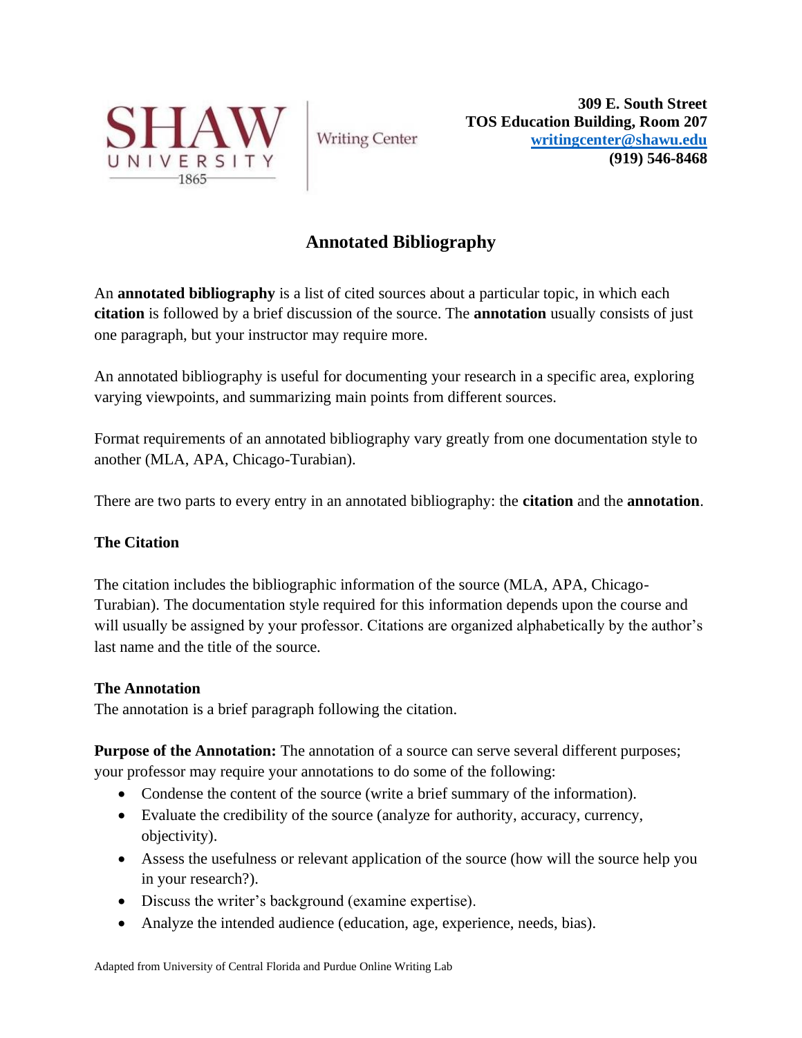SHAW UNIVERSITY 1865 | Writing Center

**309 E. South Street**
**TOS Education Building, Room 207**
**writingcenter@shawu.edu**
**(919) 546-8468**

# Annotated Bibliography

An **annotated bibliography** is a list of cited sources about a particular topic, in which each **citation** is followed by a brief discussion of the source. The **annotation** usually consists of just one paragraph, but your instructor may require more.

An annotated bibliography is useful for documenting your research in a specific area, exploring varying viewpoints, and summarizing main points from different sources.

Format requirements of an annotated bibliography vary greatly from one documentation style to another (MLA, APA, Chicago-Turabian).

There are two parts to every entry in an annotated bibliography: the **citation** and the **annotation**.

### The Citation

The citation includes the bibliographic information of the source (MLA, APA, Chicago-Turabian). The documentation style required for this information depends upon the course and will usually be assigned by your professor. Citations are organized alphabetically by the author's last name and the title of the source.

### The Annotation

The annotation is a brief paragraph following the citation.

**Purpose of the Annotation:** The annotation of a source can serve several different purposes; your professor may require your annotations to do some of the following:

- Condense the content of the source (write a brief summary of the information).
- Evaluate the credibility of the source (analyze for authority, accuracy, currency, objectivity).
- Assess the usefulness or relevant application of the source (how will the source help you in your research?).
- Discuss the writer's background (examine expertise).
- Analyze the intended audience (education, age, experience, needs, bias).

Adapted from University of Central Florida and Purdue Online Writing Lab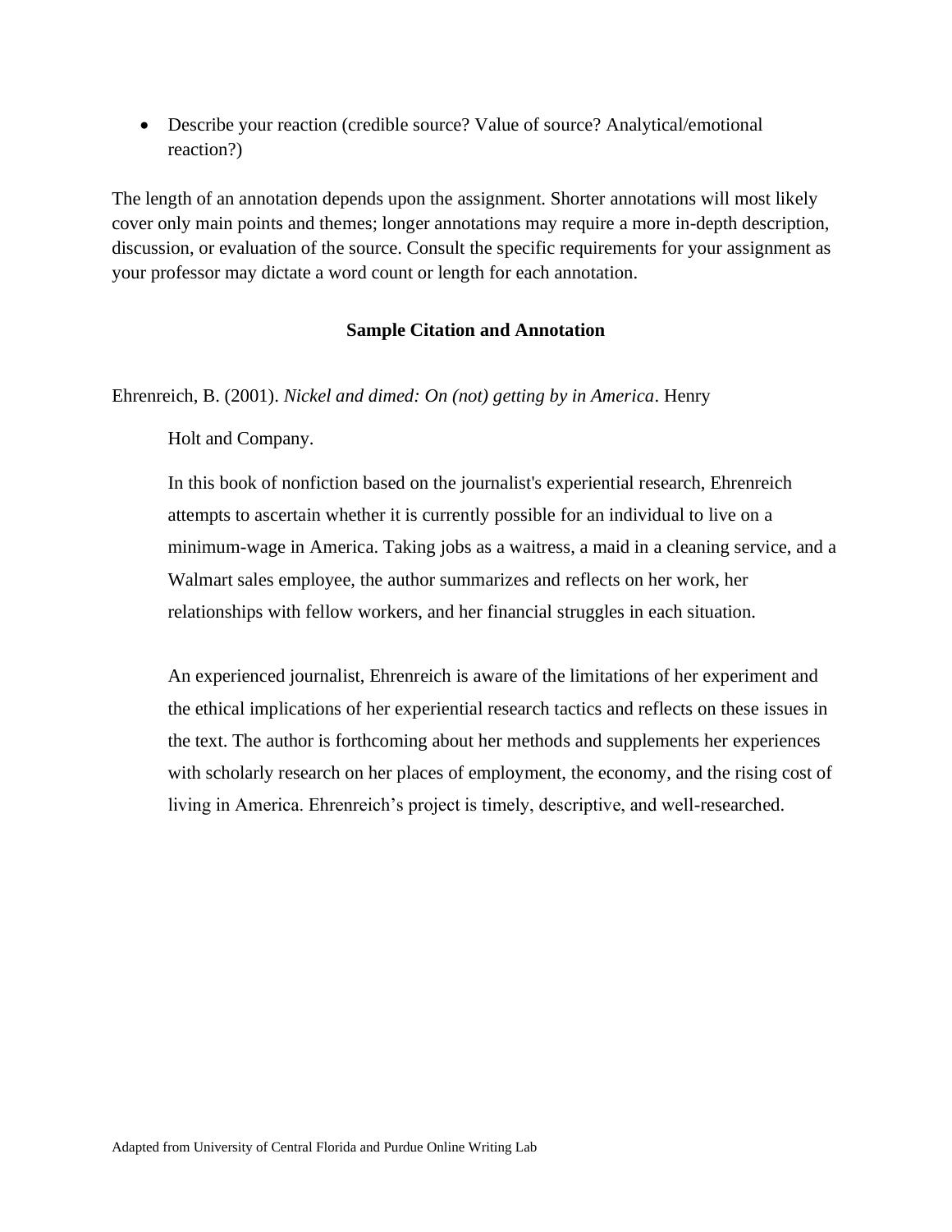- Describe your reaction (credible source? Value of source? Analytical/emotional reaction?)

The length of an annotation depends upon the assignment. Shorter annotations will most likely cover only main points and themes; longer annotations may require a more in-depth description, discussion, or evaluation of the source. Consult the specific requirements for your assignment as your professor may dictate a word count or length for each annotation.

**Sample Citation and Annotation**

Ehrenreich, B. (2001). *Nickel and dimed: On (not) getting by in America*. Henry Holt and Company.

In this book of nonfiction based on the journalist's experiential research, Ehrenreich attempts to ascertain whether it is currently possible for an individual to live on a minimum-wage in America. Taking jobs as a waitress, a maid in a cleaning service, and a Walmart sales employee, the author summarizes and reflects on her work, her relationships with fellow workers, and her financial struggles in each situation.

An experienced journalist, Ehrenreich is aware of the limitations of her experiment and the ethical implications of her experiential research tactics and reflects on these issues in the text. The author is forthcoming about her methods and supplements her experiences with scholarly research on her places of employment, the economy, and the rising cost of living in America. Ehrenreich's project is timely, descriptive, and well-researched.

Adapted from University of Central Florida and Purdue Online Writing Lab